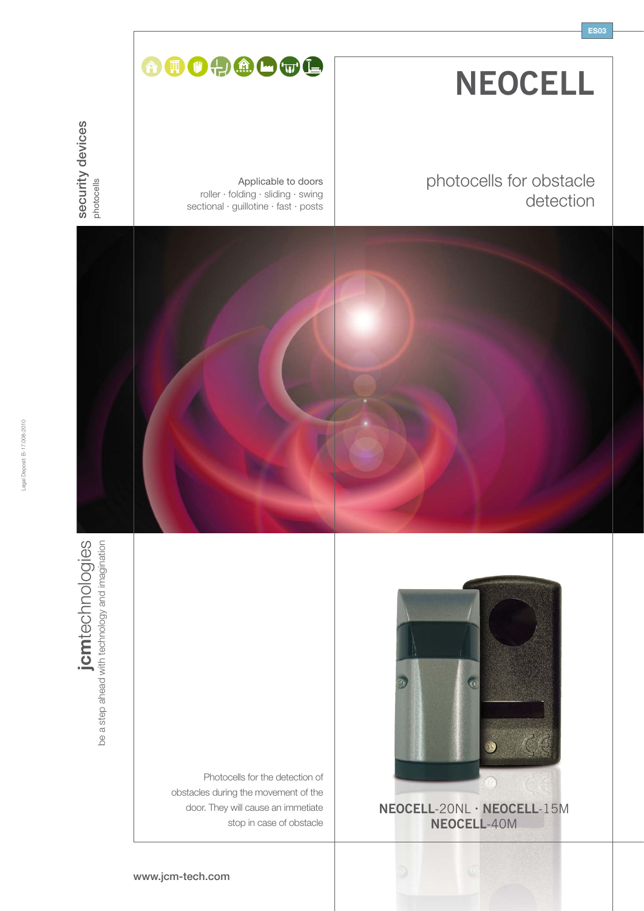ES03

# NEOCELL

## photocells for obstacle detection

**security devices**
photocells

Applicable to doors
roller · folding · sliding · swing
sectional · guillotine · fast · posts

**jcm**technologies
be a step ahead with technology and imagination

Photocells for the detection of obstacles during the movement of the door. They will cause an immetiate stop in case of obstacle

**NEOCELL**-20NL · **NEOCELL**-15M
**NEOCELL**-40M

Legal Deposit: B-17.008-2010

www.jcm-tech.com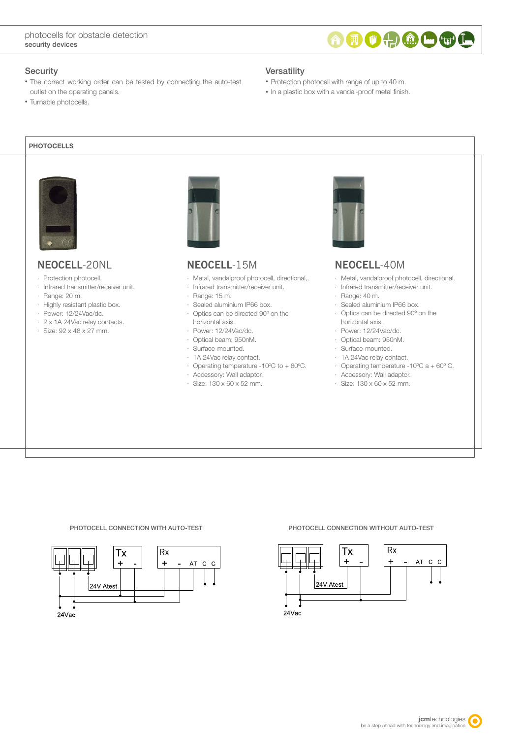photocells for obstacle detection
**security devices**

## Security

- The correct working order can be tested by connecting the auto-test outlet on the operating panels.
- Turnable photocells.

## Versatility

- Protection photocell with range of up to 40 m.
- In a plastic box with a vandal-proof metal finish.

### PHOTOCELLS

#### NEOCELL-20NL

- Protection photocell.
- Infrared transmitter/receiver unit.
- Range: 20 m.
- Highly resistant plastic box.
- Power: 12/24Vac/dc.
- 2 x 1A 24Vac relay contacts.
- Size: 92 x 48 x 27 mm.

#### NEOCELL-15M

- Metal, vandalproof photocell, directional,.
- Infrared transmitter/receiver unit.
- Range: 15 m.
- Sealed aluminium IP66 box.
- Optics can be directed 90º on the horizontal axis.
- Power: 12/24Vac/dc.
- Optical beam: 950nM.
- Surface-mounted.
- 1A 24Vac relay contact.
- Operating temperature -10ºC to + 60ºC.
- Accessory: Wall adaptor.
- Size: 130 x 60 x 52 mm.

#### NEOCELL-40M

- Metal, vandalproof photocell, directional.
- Infrared transmitter/receiver unit.
- Range: 40 m.
- Sealed aluminium IP66 box.
- Optics can be directed 90º on the horizontal axis.
- Power: 12/24Vac/dc.
- Optical beam: 950nM.
- Surface-mounted.
- 1A 24Vac relay contact.
- Operating temperature -10ºC a + 60º C.
- Accessory: Wall adaptor.
- Size: 130 x 60 x 52 mm.

PHOTOCELL CONNECTION WITH AUTO-TEST

Tx
\+ -
Rx
\+ - AT C C
24V Atest
24Vac

PHOTOCELL CONNECTION WITHOUT AUTO-TEST

Tx
\+ -
Rx
\+ - AT C C
24V Atest
24Vac

**jcm**technologies
be a step ahead with technology and imagination